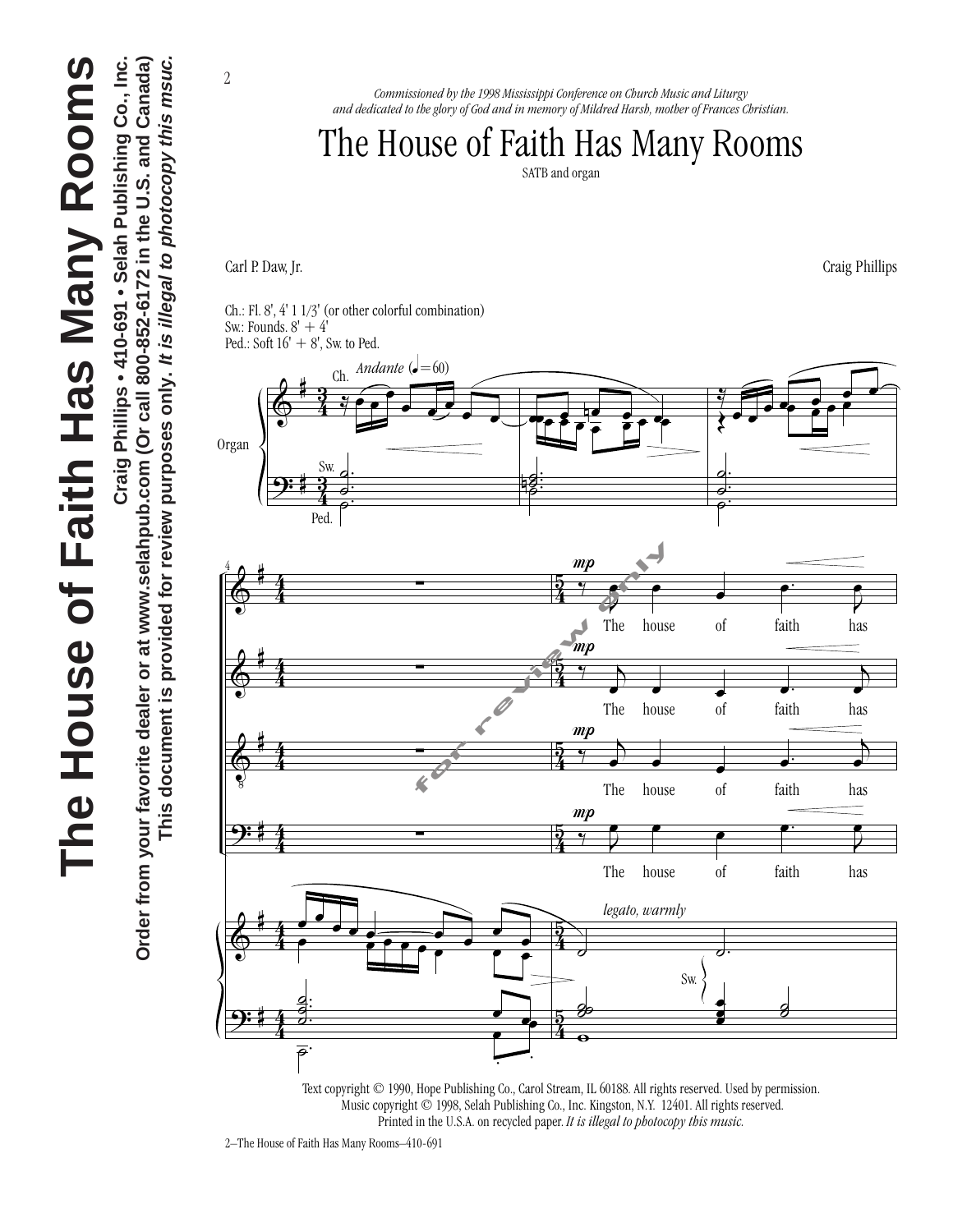*Commissioned by the 1998 Mississippi Conference on Church Music and Liturgy and dedicated to the glory of God and in memory of Mildred Harsh, mother of Frances Christian.*

# The House of Faith Has Many Rooms

SATB and organ

Carl P. Daw, Jr.

Craig Phillips

Ch.: Fl. 8', 4' 1 1/3' (or other colorful combination)
Sw.: Founds. 8' + 4'
Ped.: Soft 16' + 8', Sw. to Ped.

*Andante* (♩=60)

The house of faith has

*legato, warmly*

Text copyright © 1990, Hope Publishing Co., Carol Stream, IL 60188. All rights reserved. Used by permission.
Music copyright © 1998, Selah Publishing Co., Inc. Kingston, N.Y. 12401. All rights reserved.
Printed in the U.S.A. on recycled paper. *It is illegal to photocopy this music.*

**The House of Faith Has Many Rooms**

**Craig Phillips • 410-691 • Selah Publishing Co., Inc.**

**Order from your favorite dealer or at www.selahpub.com (Or call 800-852-6172 in the U.S. and Canada)**

**This document is provided for review purposes only. *It is illegal to photocopy this msuc.***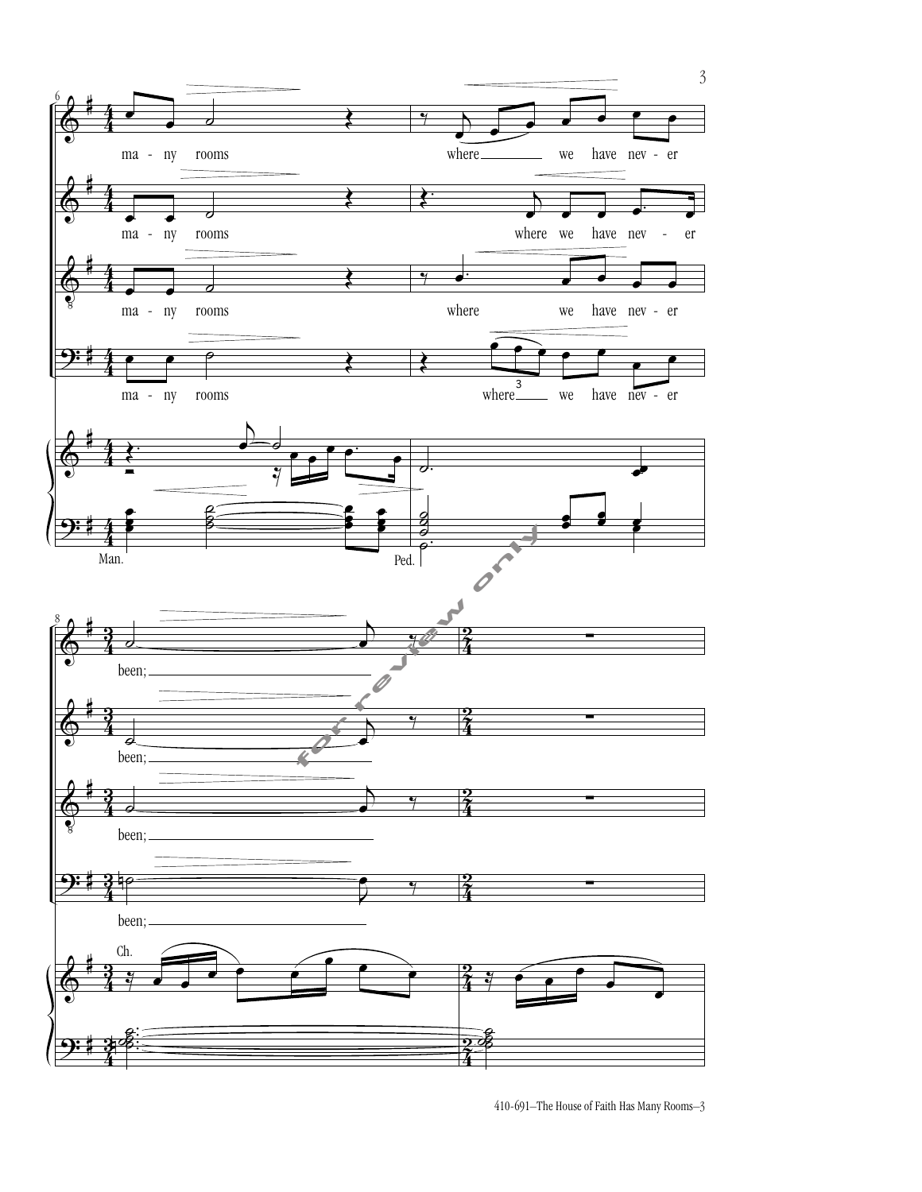ma - ny rooms where we have nev - er

ma - ny rooms where we have nev - er

ma - ny rooms where we have nev - er

ma - ny rooms where we have nev - er

Man. Ped.

been;

been;

been;

been;

Ch.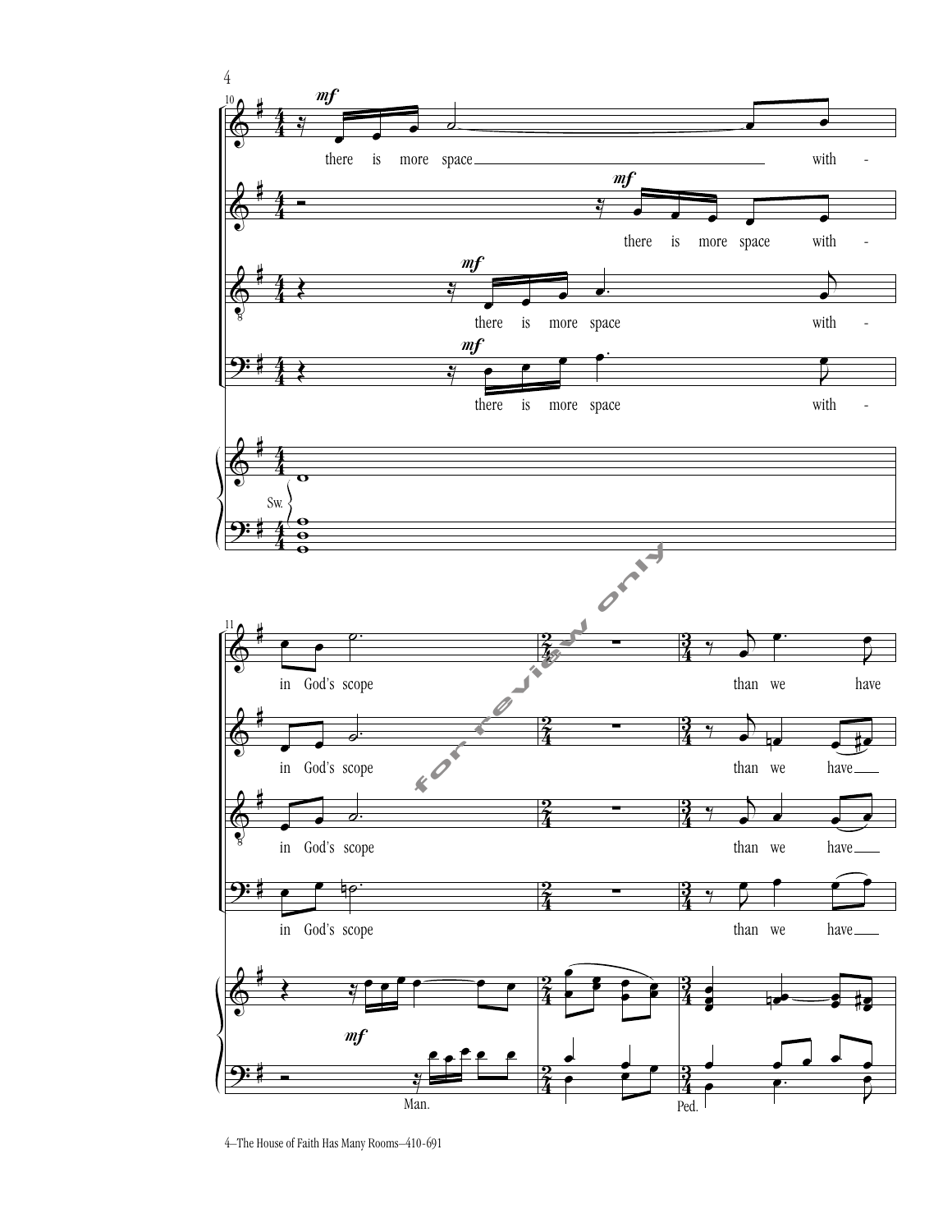there is more space with - in God's scope than we have

for review only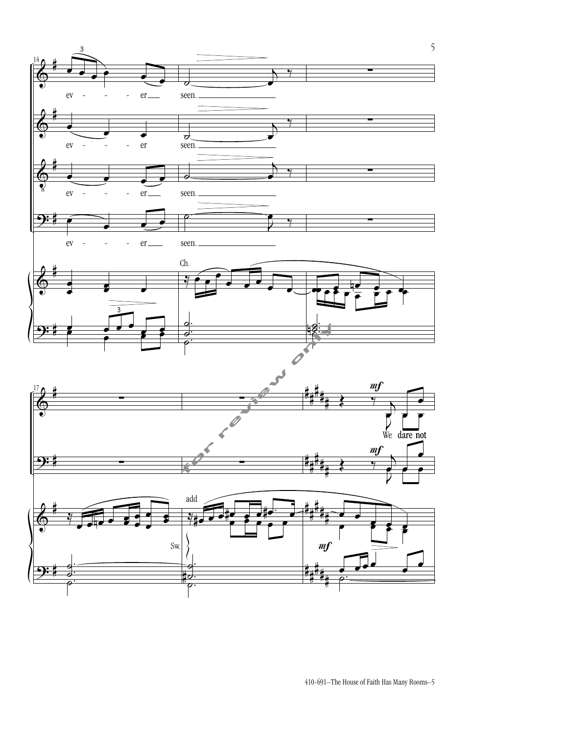ev - - - er seen.

ev - - - er seen.

ev - - - er seen.

ev - - - er seen.

Ch.

add

Sw.

*mf*

We dare not

*mf*

*mf*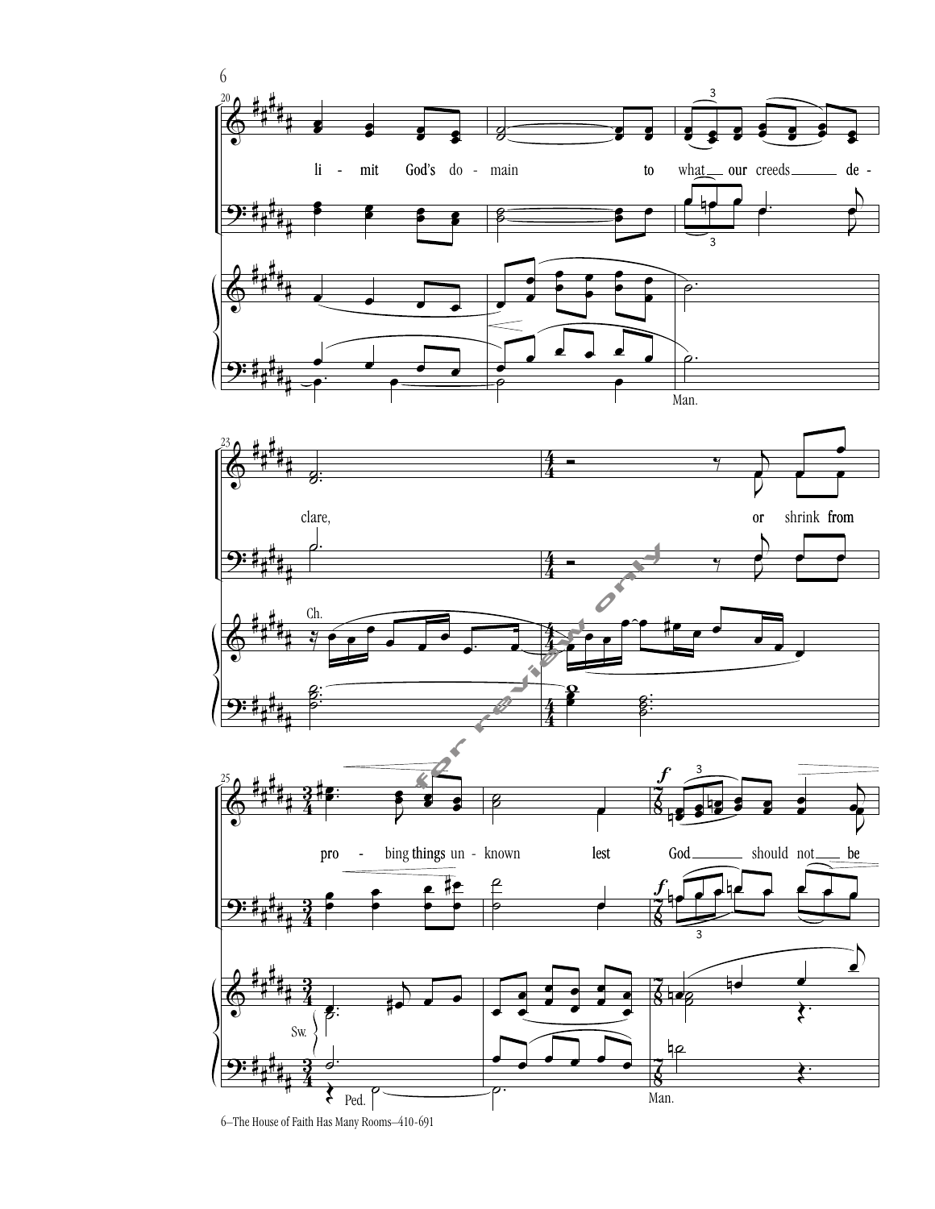li - mit God's do - main to what our creeds de - clare, or shrink from pro - bing things un - known lest God should not be

6—The House of Faith Has Many Rooms—410-691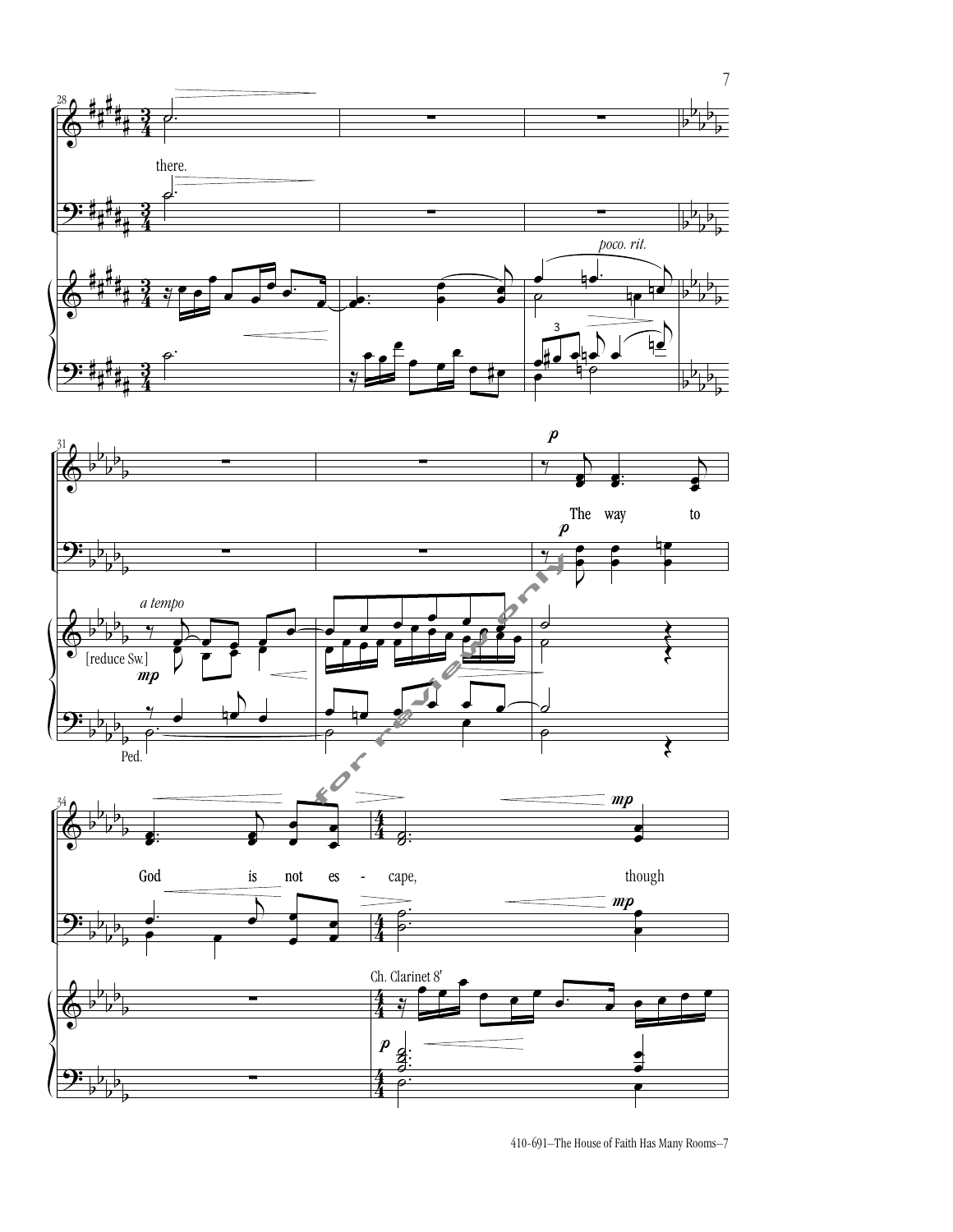there.

*poco. rit.*

*a tempo*

[reduce Sw.]

*mp*

Ped.

*p*

The way to

God is not es - cape, though

Ch. Clarinet 8′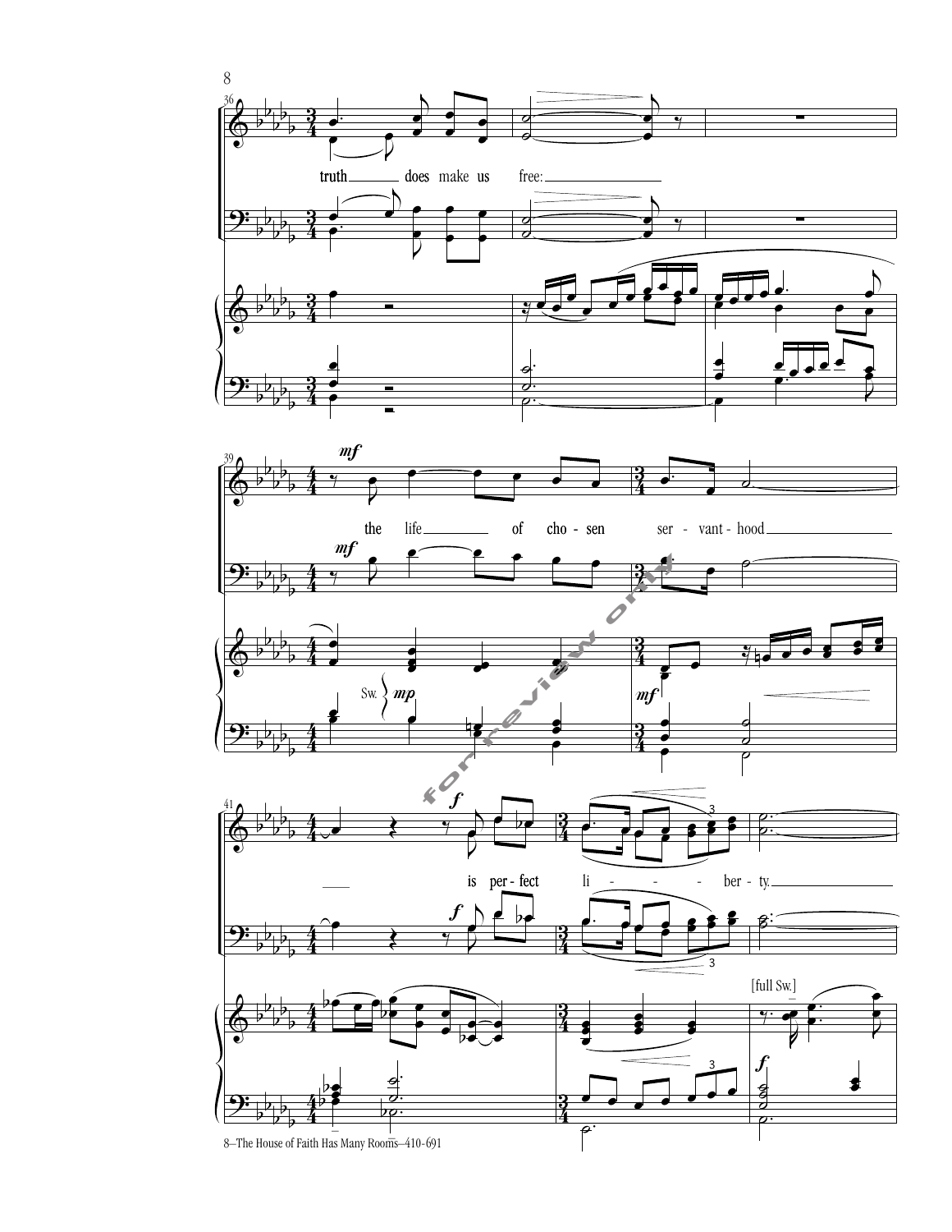truth does make us free:

the life of cho - sen ser - vant - hood

is per - fect li - - - - ber - ty.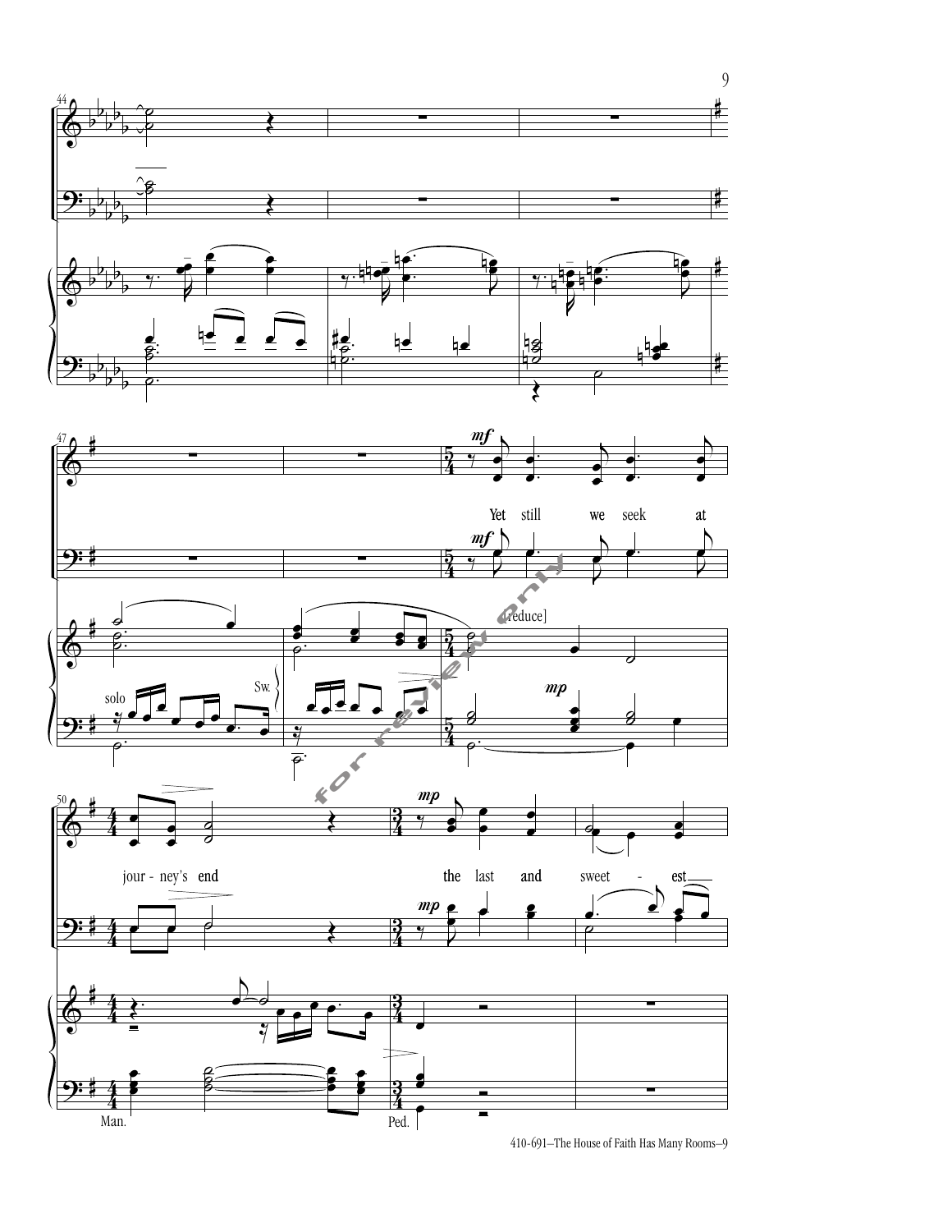Yet still we seek at

journey's end

the last and sweet - est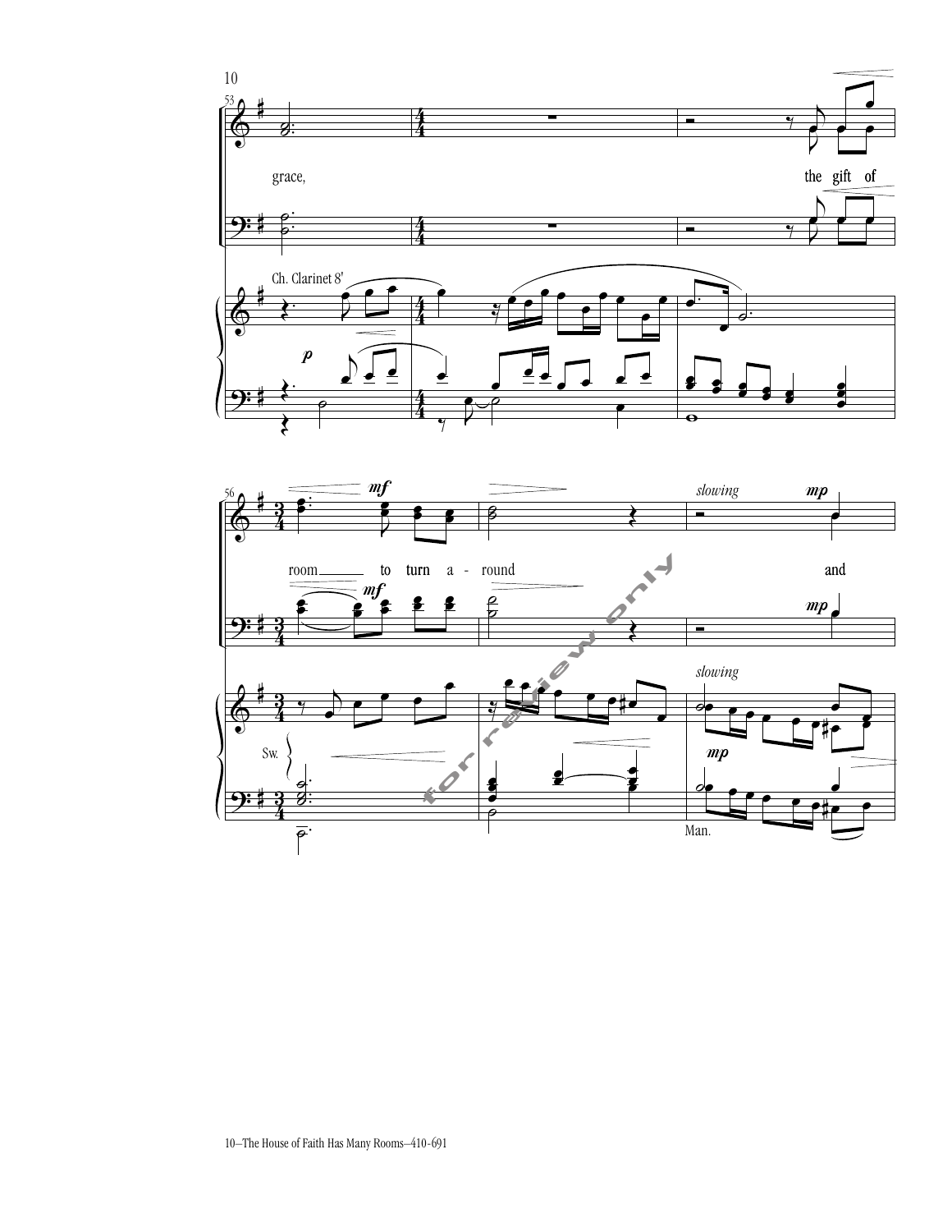grace, the gift of

Ch. Clarinet 8'

*p*

room to turn a - round and

*mf*

*slowing*

*mp*

Sw.

Man.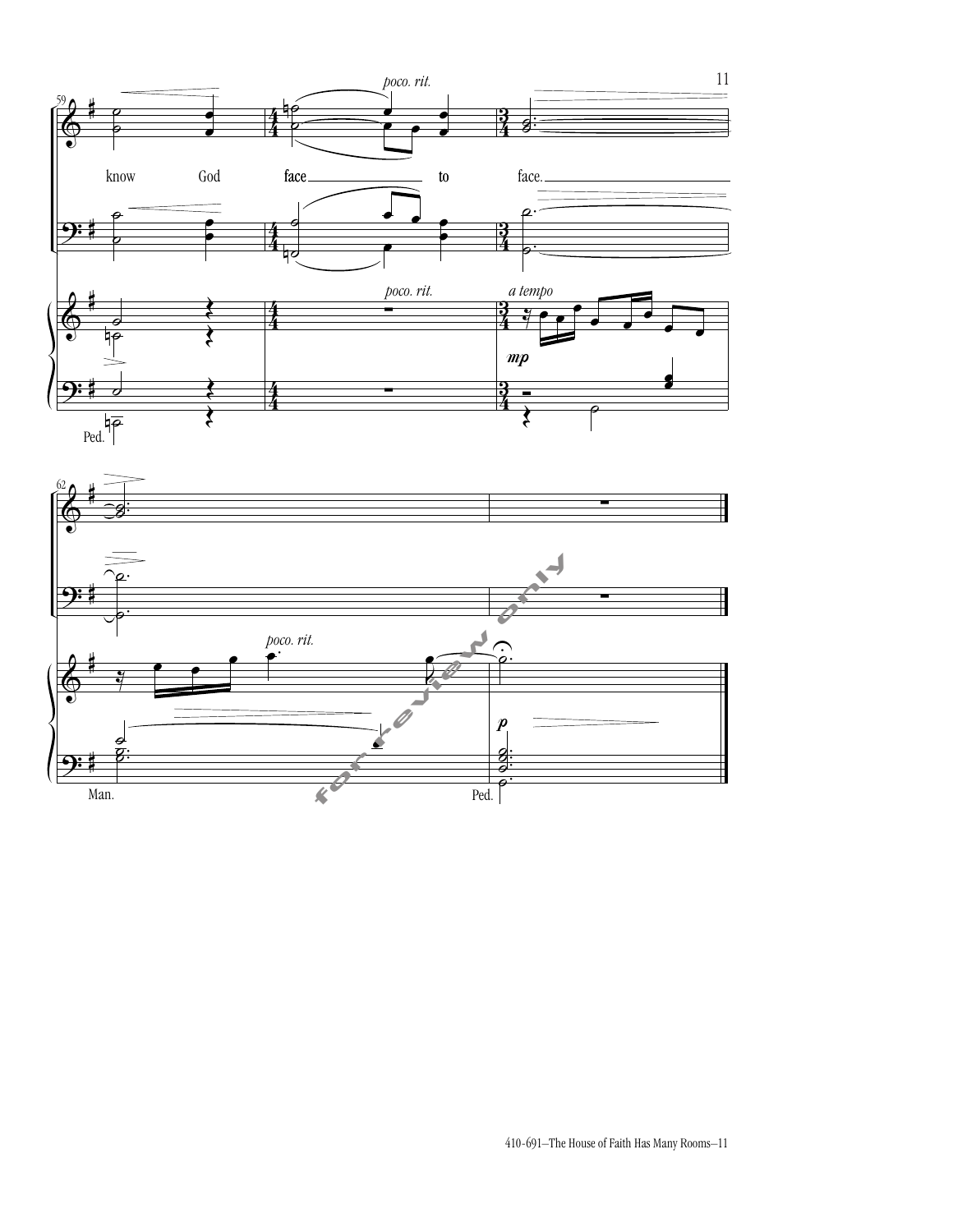*poco. rit.*

know God face ___ to face. ___

*poco. rit.*

*a tempo*

*mp*

Ped.

*poco. rit.*

*p*

Man.

Ped.